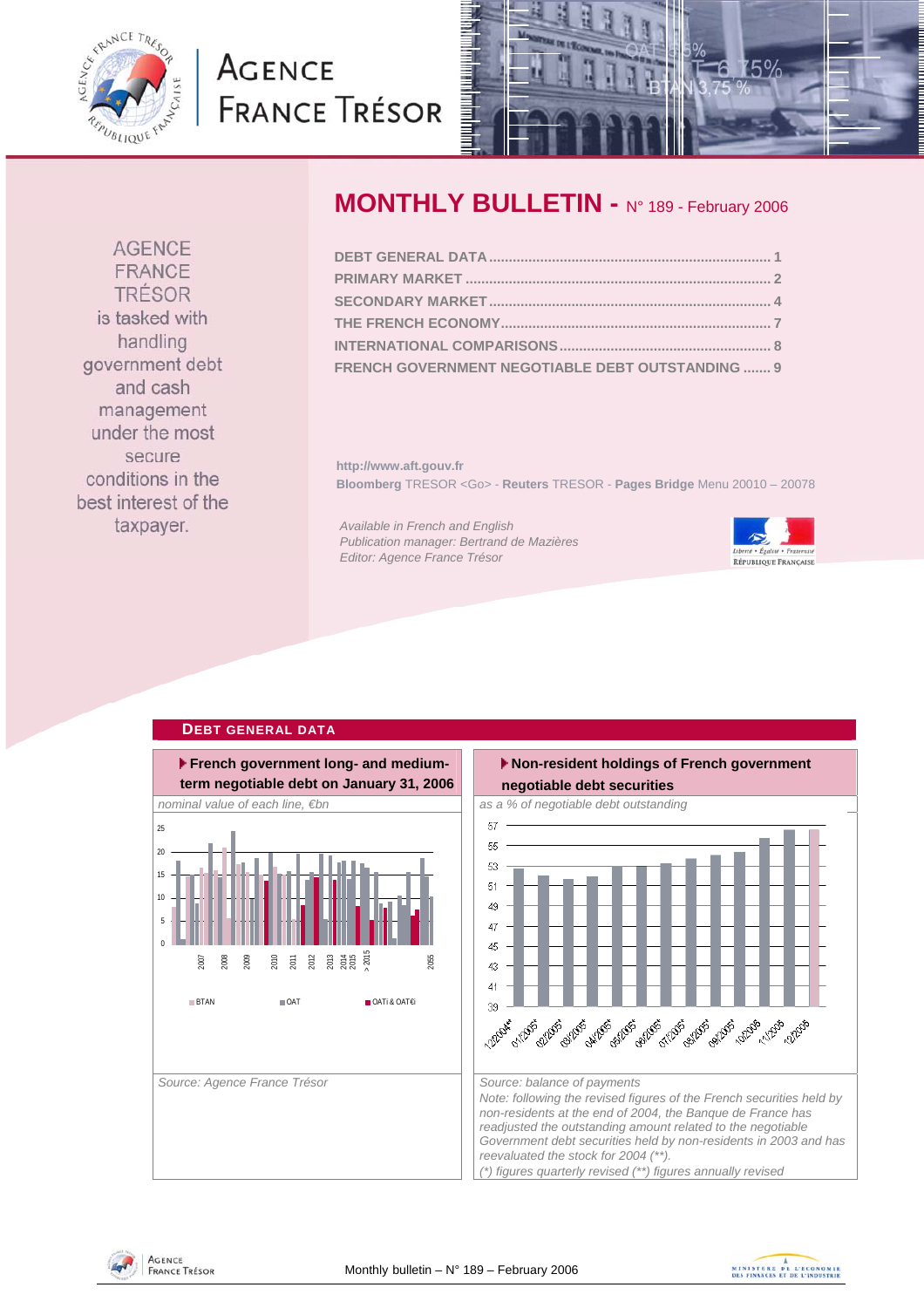# AGENCE FRANCE TRÉSOR

## MONTHLY BULLETIN - N° 189 - February 2006

- DEBT GENERAL DATA ........ 1
- PRIMARY MARKET ........ 2
- SECONDARY MARKET ........ 4
- THE FRENCH ECONOMY ........ 7
- INTERNATIONAL COMPARISONS ........ 8
- FRENCH GOVERNMENT NEGOTIABLE DEBT OUTSTANDING ....... 9

AGENCE FRANCE TRÉSOR is tasked with handling government debt and cash management under the most secure conditions in the best interest of the taxpayer.

http://www.aft.gouv.fr

**Bloomberg** TRESOR <Go> - **Reuters** TRESOR - **Pages Bridge** Menu 20010 – 20078

*Available in French and English*
*Publication manager: Bertrand de Mazières*
*Editor: Agence France Trésor*

## DEBT GENERAL DATA

### French government long- and medium-term negotiable debt on January 31, 2006

*nominal value of each line, €bn*

Legend: BTAN, OAT, OATi & OAT€i

*Source: Agence France Trésor*

### Non-resident holdings of French government negotiable debt securities

*as a % of negotiable debt outstanding*

*Source: balance of payments*

*Note: following the revised figures of the French securities held by non-residents at the end of 2004, the Banque de France has readjusted the outstanding amount related to the negotiable Government debt securities held by non-residents in 2003 and has reevaluated the stock for 2004 (\*\*).*

*(\*) figures quarterly revised (\*\*) figures annually revised*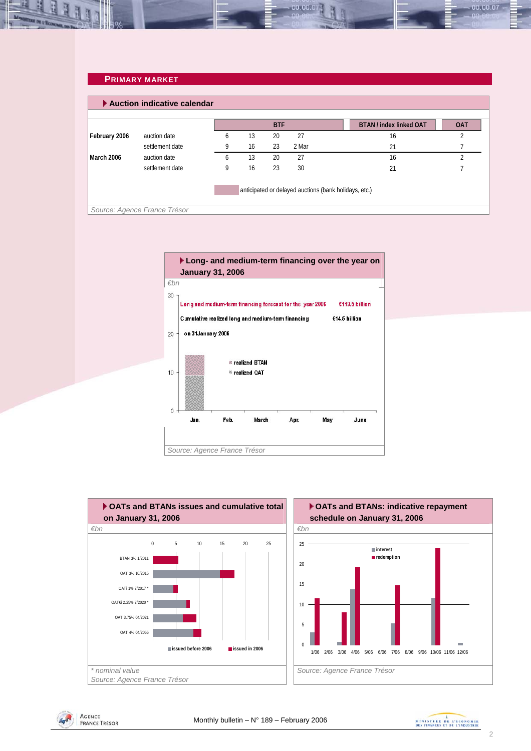## PRIMARY MARKET

### Auction indicative calendar

| | | BTF | | | | BTAN / index linked OAT | OAT |
|---|---|---|---|---|---|---|---|
| February 2006 | auction date | 6 | 13 | 20 | 27 | 16 | 2 |
| | settlement date | 9 | 16 | 23 | 2 Mar | 21 | 7 |
| March 2006 | auction date | 6 | 13 | 20 | 27 | 16 | 2 |
| | settlement date | 9 | 16 | 23 | 30 | 21 | 7 |

anticipated or delayed auctions (bank holidays, etc.)

*Source: Agence France Trésor*

### Long- and medium-term financing over the year on January 31, 2006

*€bn*

Long and medium-term financing forecast for the year 2006: €119.5 billion

Cumulative realized long and medium-term financing on 31 January 2006: €14.6 billion

Legend: realized BTAN, realized OAT

Months: Jan., Feb., March, Apr., May, June

*Source: Agence France Trésor*

### OATs and BTANs issues and cumulative total on January 31, 2006

*€bn*

Bonds: BTAN 3% 1/2011, OAT 3% 10/2015, OATi 1% 7/2017 *, OAT€i 2.25% 7/2020 *, OAT 3.75% 04/2021, OAT 4% 04/2055

Legend: issued before 2006, issued in 2006

*\* nominal value*

*Source: Agence France Trésor*

### OATs and BTANs: indicative repayment schedule on January 31, 2006

*€bn*

Legend: interest, redemption

Months: 1/06, 2/06, 3/06, 4/06, 5/06, 6/06, 7/06, 8/06, 9/06, 10/06, 11/06, 12/06

*Source: Agence France Trésor*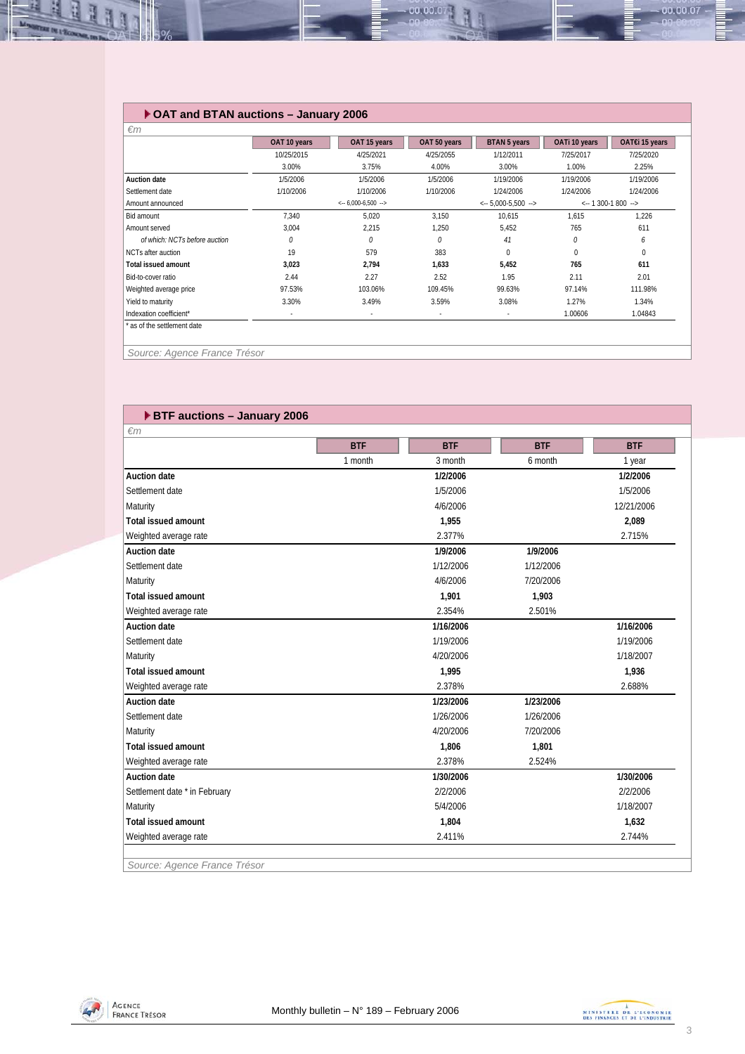## OAT and BTAN auctions – January 2006

*€m*

| | OAT 10 years | OAT 15 years | OAT 50 years | BTAN 5 years | OATi 10 years | OAT€i 15 years |
|---|---|---|---|---|---|---|
| | 10/25/2015 | 4/25/2021 | 4/25/2055 | 1/12/2011 | 7/25/2017 | 7/25/2020 |
| | 3.00% | 3.75% | 4.00% | 3.00% | 1.00% | 2.25% |
| **Auction date** | 1/5/2006 | 1/5/2006 | 1/5/2006 | 1/19/2006 | 1/19/2006 | 1/19/2006 |
| Settlement date | 1/10/2006 | 1/10/2006 | 1/10/2006 | 1/24/2006 | 1/24/2006 | 1/24/2006 |
| Amount announced | | <-- 6,000-6,500 --> | | <-- 5,000-5,500 --> | <-- 1 300-1 800 --> | |
| Bid amount | 7,340 | 5,020 | 3,150 | 10,615 | 1,615 | 1,226 |
| Amount served | 3,004 | 2,215 | 1,250 | 5,452 | 765 | 611 |
| *of which: NCTs before auction* | *0* | *0* | *0* | *41* | *0* | *6* |
| NCTs after auction | 19 | 579 | 383 | 0 | 0 | 0 |
| **Total issued amount** | **3,023** | **2,794** | **1,633** | **5,452** | **765** | **611** |
| Bid-to-cover ratio | 2.44 | 2.27 | 2.52 | 1.95 | 2.11 | 2.01 |
| Weighted average price | 97.53% | 103.06% | 109.45% | 99.63% | 97.14% | 111.98% |
| Yield to maturity | 3.30% | 3.49% | 3.59% | 3.08% | 1.27% | 1.34% |
| Indexation coefficient* | - | - | - | - | 1.00606 | 1.04843 |

\* as of the settlement date

*Source: Agence France Trésor*

## BTF auctions – January 2006

*€m*

| | BTF | BTF | BTF | BTF |
|---|---|---|---|---|
| | 1 month | 3 month | 6 month | 1 year |
| **Auction date** | | **1/2/2006** | | **1/2/2006** |
| Settlement date | | 1/5/2006 | | 1/5/2006 |
| Maturity | | 4/6/2006 | | 12/21/2006 |
| **Total issued amount** | | **1,955** | | **2,089** |
| Weighted average rate | | 2.377% | | 2.715% |
| **Auction date** | | **1/9/2006** | **1/9/2006** | |
| Settlement date | | 1/12/2006 | 1/12/2006 | |
| Maturity | | 4/6/2006 | 7/20/2006 | |
| **Total issued amount** | | **1,901** | **1,903** | |
| Weighted average rate | | 2.354% | 2.501% | |
| **Auction date** | | **1/16/2006** | | **1/16/2006** |
| Settlement date | | 1/19/2006 | | 1/19/2006 |
| Maturity | | 4/20/2006 | | 1/18/2007 |
| **Total issued amount** | | **1,995** | | **1,936** |
| Weighted average rate | | 2.378% | | 2.688% |
| **Auction date** | | **1/23/2006** | **1/23/2006** | |
| Settlement date | | 1/26/2006 | 1/26/2006 | |
| Maturity | | 4/20/2006 | 7/20/2006 | |
| **Total issued amount** | | **1,806** | **1,801** | |
| Weighted average rate | | 2.378% | 2.524% | |
| **Auction date** | | **1/30/2006** | | **1/30/2006** |
| Settlement date * in February | | 2/2/2006 | | 2/2/2006 |
| Maturity | | 5/4/2006 | | 1/18/2007 |
| **Total issued amount** | | **1,804** | | **1,632** |
| Weighted average rate | | 2.411% | | 2.744% |

*Source: Agence France Trésor*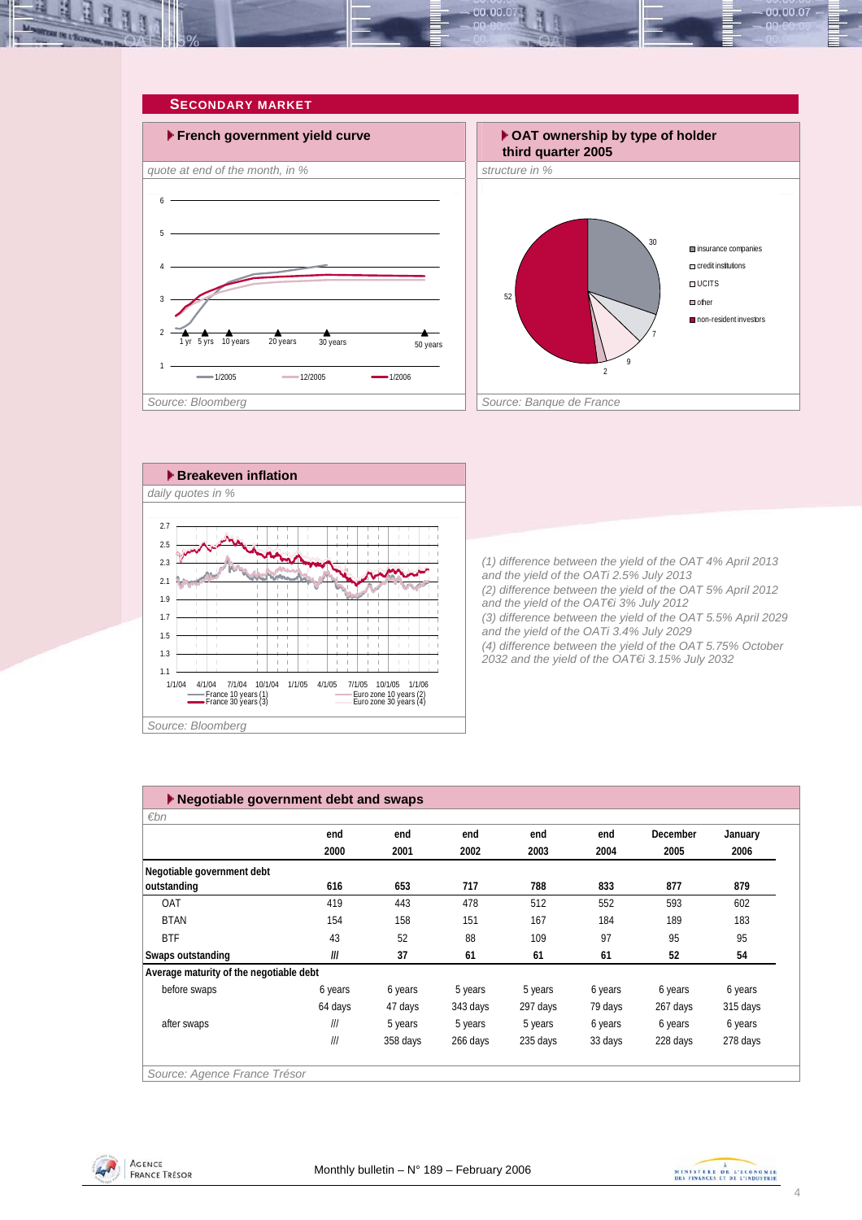## SECONDARY MARKET

### French government yield curve

*quote at end of the month, in %*

1 yr, 5 yrs, 10 years, 20 years, 30 years, 50 years

1/2005 — 12/2005 — 1/2006

*Source: Bloomberg*

### OAT ownership by type of holder third quarter 2005

*structure in %*

- insurance companies: 30
- credit institutions: 7
- UCITS: 9
- other: 2
- non-resident investors: 52

*Source: Banque de France*

### Breakeven inflation

*daily quotes in %*

France 10 years (1) — France 30 years (3) — Euro zone 10 years (2) — Euro zone 30 years (4)

*Source: Bloomberg*

*(1) difference between the yield of the OAT 4% April 2013 and the yield of the OATi 2.5% July 2013*
*(2) difference between the yield of the OAT 5% April 2012 and the yield of the OAT€i 3% July 2012*
*(3) difference between the yield of the OAT 5.5% April 2029 and the yield of the OATi 3.4% July 2029*
*(4) difference between the yield of the OAT 5.75% October 2032 and the yield of the OAT€i 3.15% July 2032*

### Negotiable government debt and swaps

*€bn*

| | end 2000 | end 2001 | end 2002 | end 2003 | end 2004 | December 2005 | January 2006 |
|---|---|---|---|---|---|---|---|
| **Negotiable government debt outstanding** | **616** | **653** | **717** | **788** | **833** | **877** | **879** |
| OAT | 419 | 443 | 478 | 512 | 552 | 593 | 602 |
| BTAN | 154 | 158 | 151 | 167 | 184 | 189 | 183 |
| BTF | 43 | 52 | 88 | 109 | 97 | 95 | 95 |
| **Swaps outstanding** | **///** | **37** | **61** | **61** | **61** | **52** | **54** |
| **Average maturity of the negotiable debt** | | | | | | | |
| before swaps | 6 years | 6 years | 5 years | 5 years | 6 years | 6 years | 6 years |
| | 64 days | 47 days | 343 days | 297 days | 79 days | 267 days | 315 days |
| after swaps | /// | 5 years | 5 years | 5 years | 6 years | 6 years | 6 years |
| | /// | 358 days | 266 days | 235 days | 33 days | 228 days | 278 days |

*Source: Agence France Trésor*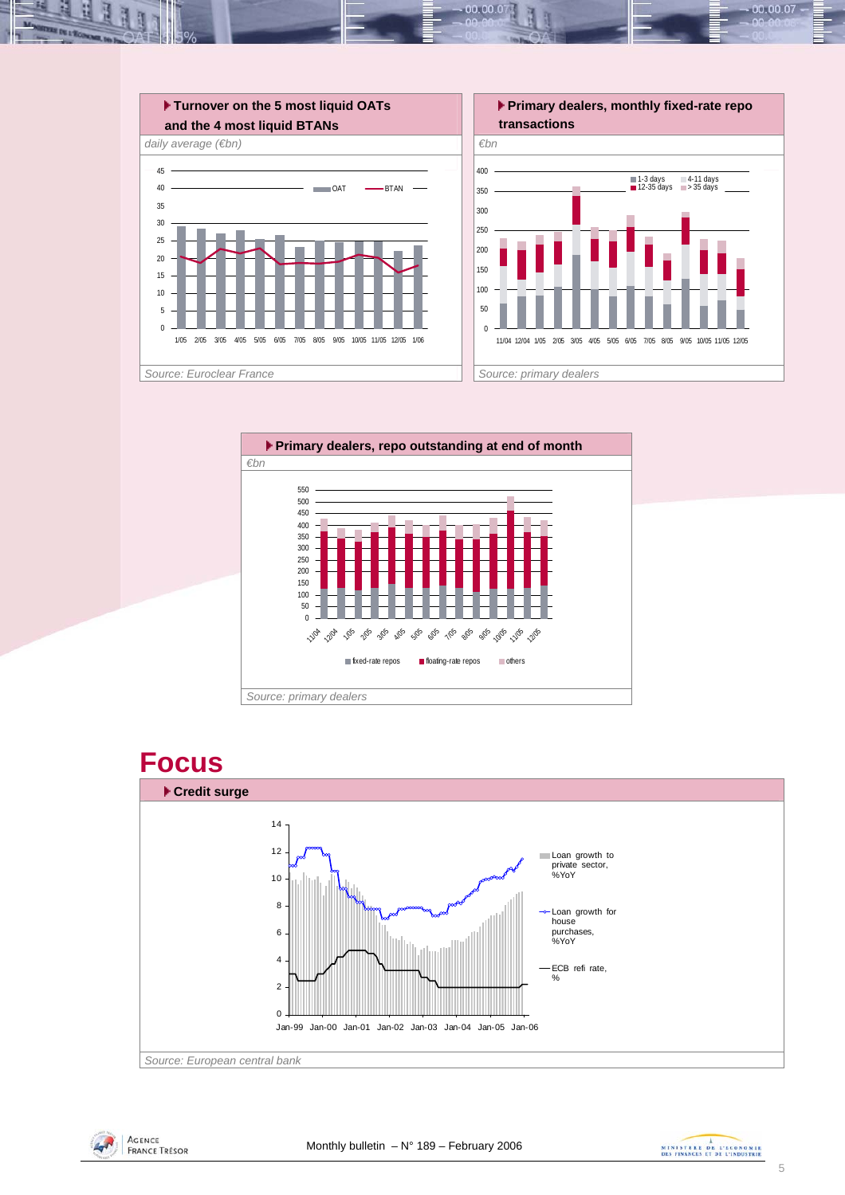**Turnover on the 5 most liquid OATs and the 4 most liquid BTANs**

*daily average (€bn)*

*Source: Euroclear France*

**Primary dealers, monthly fixed-rate repo transactions**

*€bn*

*Source: primary dealers*

**Primary dealers, repo outstanding at end of month**

*€bn*

*Source: primary dealers*

# Focus

**Credit surge**

*Source: European central bank*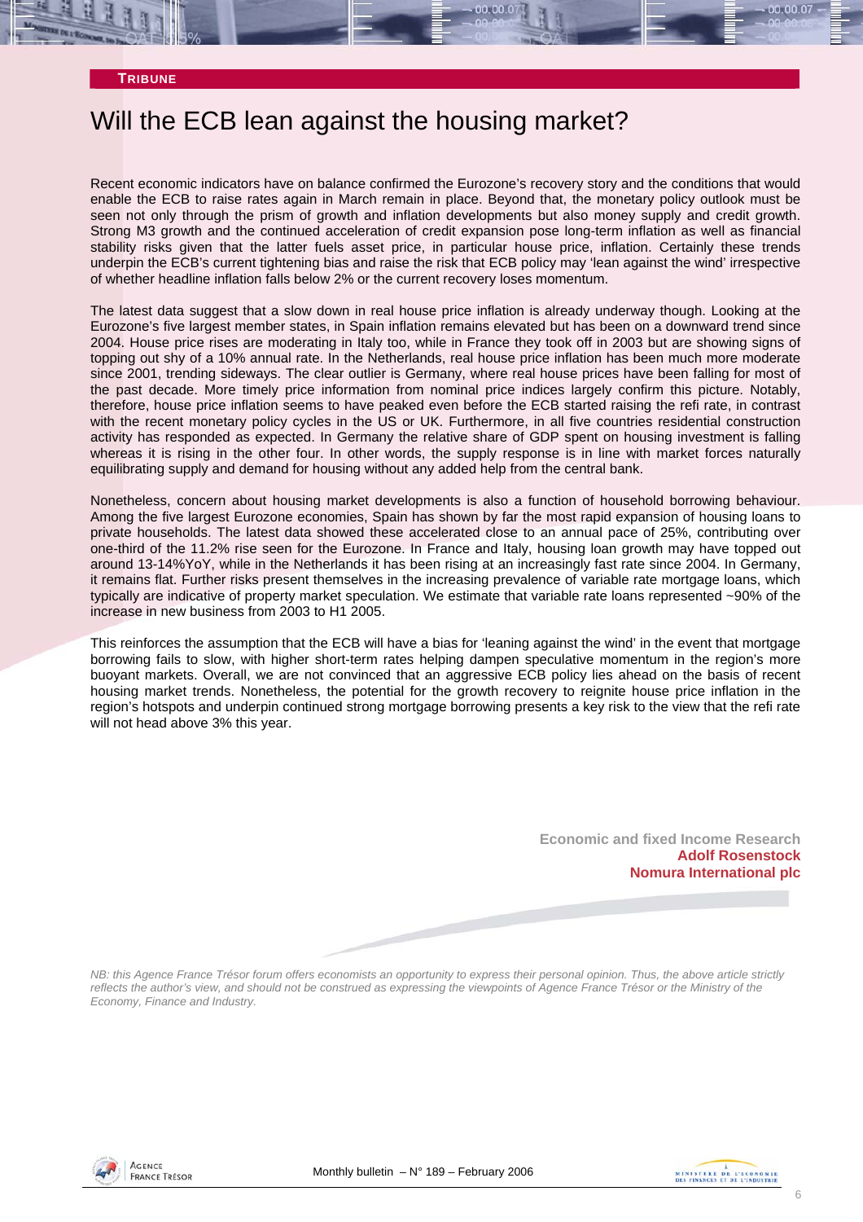**TRIBUNE**

# Will the ECB lean against the housing market?

Recent economic indicators have on balance confirmed the Eurozone's recovery story and the conditions that would enable the ECB to raise rates again in March remain in place. Beyond that, the monetary policy outlook must be seen not only through the prism of growth and inflation developments but also money supply and credit growth. Strong M3 growth and the continued acceleration of credit expansion pose long-term inflation as well as financial stability risks given that the latter fuels asset price, in particular house price, inflation. Certainly these trends underpin the ECB's current tightening bias and raise the risk that ECB policy may 'lean against the wind' irrespective of whether headline inflation falls below 2% or the current recovery loses momentum.

The latest data suggest that a slow down in real house price inflation is already underway though. Looking at the Eurozone's five largest member states, in Spain inflation remains elevated but has been on a downward trend since 2004. House price rises are moderating in Italy too, while in France they took off in 2003 but are showing signs of topping out shy of a 10% annual rate. In the Netherlands, real house price inflation has been much more moderate since 2001, trending sideways. The clear outlier is Germany, where real house prices have been falling for most of the past decade. More timely price information from nominal price indices largely confirm this picture. Notably, therefore, house price inflation seems to have peaked even before the ECB started raising the refi rate, in contrast with the recent monetary policy cycles in the US or UK. Furthermore, in all five countries residential construction activity has responded as expected. In Germany the relative share of GDP spent on housing investment is falling whereas it is rising in the other four. In other words, the supply response is in line with market forces naturally equilibrating supply and demand for housing without any added help from the central bank.

Nonetheless, concern about housing market developments is also a function of household borrowing behaviour. Among the five largest Eurozone economies, Spain has shown by far the most rapid expansion of housing loans to private households. The latest data showed these accelerated close to an annual pace of 25%, contributing over one-third of the 11.2% rise seen for the Eurozone. In France and Italy, housing loan growth may have topped out around 13-14%YoY, while in the Netherlands it has been rising at an increasingly fast rate since 2004. In Germany, it remains flat. Further risks present themselves in the increasing prevalence of variable rate mortgage loans, which typically are indicative of property market speculation. We estimate that variable rate loans represented ~90% of the increase in new business from 2003 to H1 2005.

This reinforces the assumption that the ECB will have a bias for 'leaning against the wind' in the event that mortgage borrowing fails to slow, with higher short-term rates helping dampen speculative momentum in the region's more buoyant markets. Overall, we are not convinced that an aggressive ECB policy lies ahead on the basis of recent housing market trends. Nonetheless, the potential for the growth recovery to reignite house price inflation in the region's hotspots and underpin continued strong mortgage borrowing presents a key risk to the view that the refi rate will not head above 3% this year.

**Economic and fixed Income Research**
**Adolf Rosenstock**
**Nomura International plc**

*NB: this Agence France Trésor forum offers economists an opportunity to express their personal opinion. Thus, the above article strictly reflects the author's view, and should not be construed as expressing the viewpoints of Agence France Trésor or the Ministry of the Economy, Finance and Industry.*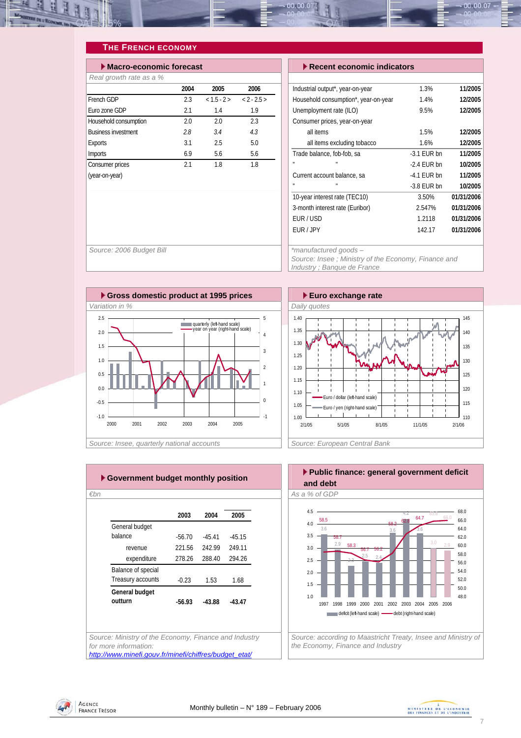## THE FRENCH ECONOMY

### Macro-economic forecast

*Real growth rate as a %*

| | 2004 | 2005 | 2006 |
|---|---|---|---|
| French GDP | 2.3 | < 1.5 - 2 > | < 2 - 2.5 > |
| Euro zone GDP | 2.1 | 1.4 | 1.9 |
| Household consumption | 2.0 | 2.0 | 2.3 |
| Business investment | *2.8* | *3.4* | *4.3* |
| Exports | 3.1 | 2.5 | 5.0 |
| Imports | 6.9 | 5.6 | 5.6 |
| Consumer prices (year-on-year) | 2.1 | 1.8 | 1.8 |

*Source: 2006 Budget Bill*

### Recent economic indicators

| | | |
|---|---|---|
| Industrial output*, year-on-year | 1.3% | **11/2005** |
| Household consumption*, year-on-year | 1.4% | **12/2005** |
| Unemployment rate (ILO) | 9.5% | **12/2005** |
| Consumer prices, year-on-year | | |
| all items | 1.5% | **12/2005** |
| all items excluding tobacco | 1.6% | **12/2005** |
| Trade balance, fob-fob, sa | -3.1 EUR bn | **11/2005** |
| " " | -2.4 EUR bn | **10/2005** |
| Current account balance, sa | -4.1 EUR bn | **11/2005** |
| " " | -3.8 EUR bn | **10/2005** |
| 10-year interest rate (TEC10) | 3.50% | **01/31/2006** |
| 3-month interest rate (Euribor) | 2.547% | **01/31/2006** |
| EUR / USD | 1.2118 | **01/31/2006** |
| EUR / JPY | 142.17 | **01/31/2006** |

*\*manufactured goods –*
*Source: Insee ; Ministry of the Economy, Finance and Industry ; Banque de France*

### Gross domestic product at 1995 prices

*Variation in %*

*Source: Insee, quarterly national accounts*

### Euro exchange rate

*Daily quotes*

*Source: European Central Bank*

### Government budget monthly position

*€bn*

| | 2003 | 2004 | 2005 |
|---|---|---|---|
| General budget balance | -56.70 | -45.41 | -45.15 |
| revenue | 221.56 | 242.99 | 249.11 |
| expenditure | 278.26 | 288.40 | 294.26 |
| Balance of special Treasury accounts | -0.23 | 1.53 | 1.68 |
| **General budget outturn** | **-56.93** | **-43.88** | **-43.47** |

*Source: Ministry of the Economy, Finance and Industry*
*for more information:*
*http://www.minefi.gouv.fr/minefi/chiffres/budget_etat/*

### Public finance: general government deficit and debt

*As a % of GDP*

*Source: according to Maastricht Treaty, Insee and Ministry of the Economy, Finance and Industry*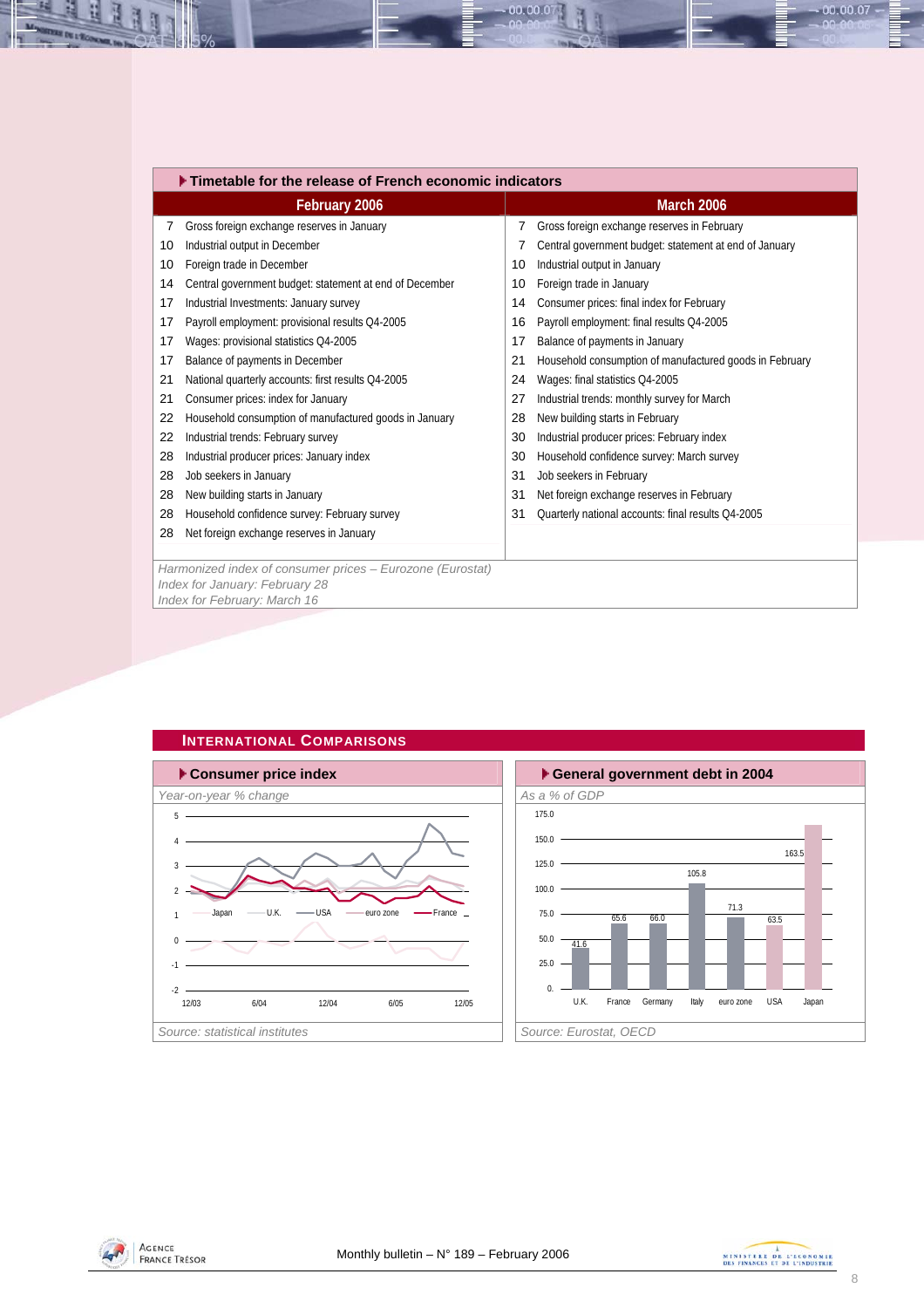## Timetable for the release of French economic indicators

| February 2006 | | March 2006 | |
|---|---|---|---|
| 7 | Gross foreign exchange reserves in January | 7 | Gross foreign exchange reserves in February |
| 10 | Industrial output in December | 7 | Central government budget: statement at end of January |
| 10 | Foreign trade in December | 10 | Industrial output in January |
| 14 | Central government budget: statement at end of December | 10 | Foreign trade in January |
| 17 | Industrial Investments: January survey | 14 | Consumer prices: final index for February |
| 17 | Payroll employment: provisional results Q4-2005 | 16 | Payroll employment: final results Q4-2005 |
| 17 | Wages: provisional statistics Q4-2005 | 17 | Balance of payments in January |
| 17 | Balance of payments in December | 21 | Household consumption of manufactured goods in February |
| 21 | National quarterly accounts: first results Q4-2005 | 24 | Wages: final statistics Q4-2005 |
| 21 | Consumer prices: index for January | 27 | Industrial trends: monthly survey for March |
| 22 | Household consumption of manufactured goods in January | 28 | New building starts in February |
| 22 | Industrial trends: February survey | 30 | Industrial producer prices: February index |
| 28 | Industrial producer prices: January index | 30 | Household confidence survey: March survey |
| 28 | Job seekers in January | 31 | Job seekers in February |
| 28 | New building starts in January | 31 | Net foreign exchange reserves in February |
| 28 | Household confidence survey: February survey | 31 | Quarterly national accounts: final results Q4-2005 |
| 28 | Net foreign exchange reserves in January | | |

*Harmonized index of consumer prices – Eurozone (Eurostat)*
*Index for January: February 28*
*Index for February: March 16*

## International Comparisons

### Consumer price index

*Year-on-year % change*

Legend: Japan, U.K., USA, euro zone, France

*Source: statistical institutes*

### General government debt in 2004

*As a % of GDP*

| | U.K. | France | Germany | Italy | euro zone | USA | Japan |
|---|---|---|---|---|---|---|---|
| % of GDP | 41.6 | 65.6 | 66.0 | 105.8 | 71.3 | 63.5 | 163.5 |

*Source: Eurostat, OECD*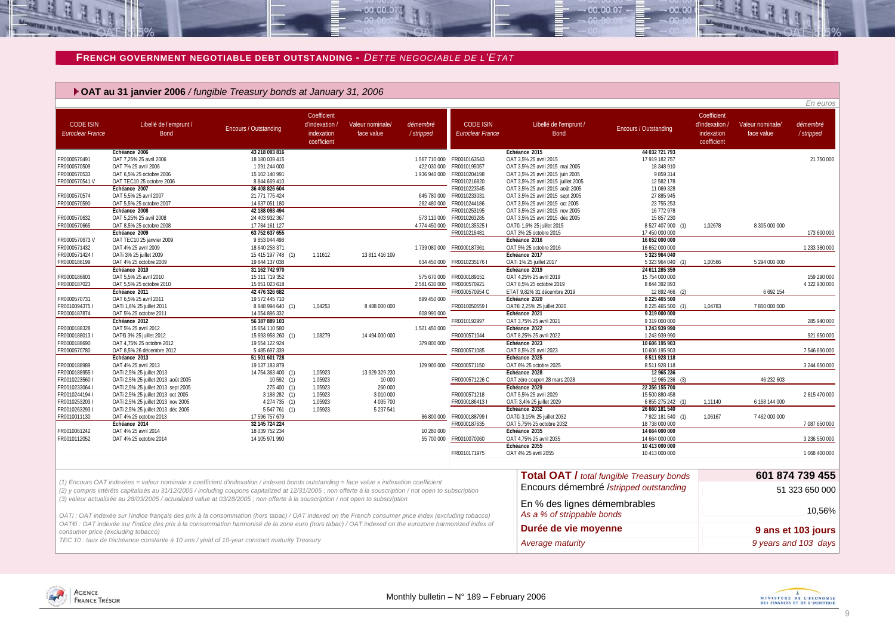## FRENCH GOVERNMENT NEGOTIABLE DEBT OUTSTANDING - *DETTE NEGOCIABLE DE L'ETAT*

### OAT au 31 janvier 2006 / *fungible Treasury bonds at January 31, 2006*

*En euros*

| CODE ISIN *Euroclear France* | Libellé de l'emprunt / Bond | Encours / Outstanding | Coefficient d'indexation / indexation coefficient | Valeur nominale/ face value | démembré / stripped |
|---|---|---|---|---|---|
| | **Échéance 2006** | **43 218 093 816** | | | |
| FR0000570491 | OAT 7,25% 25 avril 2006 | 18 180 039 415 | | | 1 567 710 000 |
| FR0000570509 | OAT 7% 25 avril 2006 | 1 091 244 000 | | | 422 030 000 |
| FR0000570533 | OAT 6,5% 25 octobre 2006 | 15 102 140 991 | | | 1 936 940 000 |
| FR0000570541 V | OAT TEC10 25 octobre 2006 | 8 844 669 410 | | | |
| | **Échéance 2007** | **36 408 826 604** | | | |
| FR0000570574 | OAT 5,5% 25 avril 2007 | 21 771 775 424 | | | 645 780 000 |
| FR0000570590 | OAT 5,5% 25 octobre 2007 | 14 637 051 180 | | | 262 480 000 |
| | **Échéance 2008** | **42 188 093 494** | | | |
| FR0000570632 | OAT 5,25% 25 avril 2008 | 24 403 932 367 | | | 573 110 000 |
| FR0000570665 | OAT 8,5% 25 octobre 2008 | 17 784 161 127 | | | 4 774 450 000 |
| | **Échéance 2009** | **63 752 637 655** | | | |
| FR0000570673 V | OAT TEC10 25 janvier 2009 | 9 853 044 498 | | | |
| FR0000571432 | OAT 4% 25 avril 2009 | 18 640 258 371 | | | 1 739 080 000 |
| FR0000571424 I | OATi 3% 25 juillet 2009 | 15 415 197 748 (1) | 1,11612 | 13 811 416 109 | |
| FR0000186199 | OAT 4% 25 octobre 2009 | 19 844 137 038 | | | 634 450 000 |
| | **Échéance 2010** | **31 162 742 970** | | | |
| FR0000186603 | OAT 5,5% 25 avril 2010 | 15 311 719 352 | | | 575 670 000 |
| FR0000187023 | OAT 5,5% 25 octobre 2010 | 15 851 023 618 | | | 2 581 630 000 |
| | **Échéance 2011** | **42 476 326 682** | | | |
| FR0000570731 | OAT 6,5% 25 avril 2011 | 19 572 445 710 | | | 899 450 000 |
| FR0010094375 I | OATi 1,6% 25 juillet 2011 | 8 848 994 640 (1) | 1,04253 | 8 488 000 000 | |
| FR0000187874 | OAT 5% 25 octobre 2011 | 14 054 886 332 | | | 608 990 000 |
| | **Échéance 2012** | **56 387 889 103** | | | |
| FR0000188328 | OAT 5% 25 avril 2012 | 15 654 110 580 | | | 1 521 450 000 |
| FR0000188013 I | OAT€i 3% 25 juillet 2012 | 15 693 958 260 (1) | 1,08279 | 14 494 000 000 | |
| FR0000188690 | OAT 4,75% 25 octobre 2012 | 19 554 122 924 | | | 379 800 000 |
| FR0000570780 | OAT 8,5% 26 décembre 2012 | 5 485 697 339 | | | |
| | **Échéance 2013** | **51 501 601 728** | | | |
| FR0000188989 | OAT 4% 25 avril 2013 | 19 137 183 879 | | | 129 900 000 |
| FR0000188955 I | OATi 2,5% 25 juillet 2013 | 14 754 363 400 (1) | 1,05923 | 13 929 329 230 | |
| FR0010223560 I | OATi 2,5% 25 juillet 2013 août 2005 | 10 592 (1) | 1,05923 | 10 000 | |
| FR0010233064 I | OATi 2,5% 25 juillet 2013 sept 2005 | 275 400 (1) | 1,05923 | 260 000 | |
| FR0010244194 I | OATi 2,5% 25 juillet 2013 oct 2005 | 3 188 282 (1) | 1,05923 | 3 010 000 | |
| FR0010253203 I | OATi 2,5% 25 juillet 2013 nov 2005 | 4 274 735 (1) | 1,05923 | 4 035 700 | |
| FR0010263293 I | OATi 2,5% 25 juillet 2013 déc 2005 | 5 547 761 (1) | 1,05923 | 5 237 541 | |
| FR0010011130 | OAT 4% 25 octobre 2013 | 17 596 757 679 | | | 86 800 000 |
| | **Échéance 2014** | **32 145 724 224** | | | |
| FR0010061242 | OAT 4% 25 avril 2014 | 18 039 752 234 | | | 10 280 000 |
| FR0010112052 | OAT 4% 25 octobre 2014 | 14 105 971 990 | | | 55 700 000 |
| | **Échéance 2015** | **44 032 721 793** | | | |
| FR0010163543 | OAT 3,5% 25 avril 2015 | 17 919 182 757 | | | 21 750 000 |
| FR0010195057 | OAT 3,5% 25 avril 2015 mai 2005 | 18 348 910 | | | |
| FR0010204198 | OAT 3,5% 25 avril 2015 juin 2005 | 9 859 314 | | | |
| FR0010216820 | OAT 3,5% 25 avril 2015 juillet 2005 | 12 582 178 | | | |
| FR0010223545 | OAT 3,5% 25 avril 2015 août 2005 | 11 069 328 | | | |
| FR0010233031 | OAT 3,5% 25 avril 2015 sept 2005 | 27 885 945 | | | |
| FR0010244186 | OAT 3,5% 25 avril 2015 oct 2005 | 23 755 253 | | | |
| FR0010253195 | OAT 3,5% 25 avril 2015 nov 2005 | 16 772 978 | | | |
| FR0010263285 | OAT 3,5% 25 avril 2015 déc 2005 | 15 857 230 | | | |
| FR0010135525 I | OAT€i 1,6% 25 juillet 2015 | 8 527 407 900 (1) | 1,02678 | 8 305 000 000 | |
| FR0010216481 | OAT 3% 25 octobre 2015 | 17 450 000 000 | | | 173 600 000 |
| | **Échéance 2016** | **16 652 000 000** | | | |
| FR0000187361 | OAT 5% 25 octobre 2016 | 16 652 000 000 | | | 1 233 380 000 |
| | **Échéance 2017** | **5 323 964 040** | | | |
| FR0010235176 I | OATi 1% 25 juillet 2017 | 5 323 964 040 (1) | 1,00566 | 5 294 000 000 | |
| | **Échéance 2019** | **24 611 285 359** | | | |
| FR0000189151 | OAT 4,25% 25 avril 2019 | 15 754 000 000 | | | 159 290 000 |
| FR0000570921 | OAT 8,5% 25 octobre 2019 | 8 844 392 893 | | | 4 322 930 000 |
| FR0000570954 C | ETAT 9,82% 31 décembre 2019 | 12 892 466 (2) | | 6 692 154 | |
| | **Échéance 2020** | **8 225 465 500** | | | |
| FR0010050559 I | OAT€i 2,25% 25 juillet 2020 | 8 225 465 500 (1) | 1,04783 | 7 850 000 000 | |
| | **Échéance 2021** | **9 319 000 000** | | | |
| FR0010192997 | OAT 3,75% 25 avril 2021 | 9 319 000 000 | | | 285 940 000 |
| | **Échéance 2022** | **1 243 939 990** | | | |
| FR0000571044 | OAT 8,25% 25 avril 2022 | 1 243 939 990 | | | 921 650 000 |
| | **Échéance 2023** | **10 606 195 903** | | | |
| FR0000571085 | OAT 8,5% 25 avril 2023 | 10 606 195 903 | | | 7 546 690 000 |
| | **Échéance 2025** | **8 511 928 118** | | | |
| FR0000571150 | OAT 6% 25 octobre 2025 | 8 511 928 118 | | | 3 244 650 000 |
| | **Échéance 2028** | **12 965 236** | | | |
| FR0000571226 C | OAT zéro coupon 28 mars 2028 | 12 965 236 (3) | | 46 232 603 | |
| | **Échéance 2029** | **22 356 155 700** | | | |
| FR0000571218 | OAT 5,5% 25 avril 2029 | 15 500 880 458 | | | 2 615 470 000 |
| FR0000186413 I | OATi 3,4% 25 juillet 2029 | 6 855 275 242 (1) | 1,11140 | 6 168 144 000 | |
| | **Échéance 2032** | **26 660 181 540** | | | |
| FR0000188799 I | OAT€i 3,15% 25 juillet 2032 | 7 922 181 540 (1) | 1,06167 | 7 462 000 000 | |
| FR0000187635 | OAT 5,75% 25 octobre 2032 | 18 738 000 000 | | | 7 087 650 000 |
| | **Échéance 2035** | **14 664 000 000** | | | |
| FR0010070060 | OAT 4,75% 25 avril 2035 | 14 664 000 000 | | | 3 236 550 000 |
| | **Échéance 2055** | **10 413 000 000** | | | |
| FR0010171975 | OAT 4% 25 avril 2055 | 10 413 000 000 | | | 1 068 400 000 |

| | |
|---|---|
| **Total OAT /** *total fungible Treasury bonds* | **601 874 739 455** |
| Encours démembré /*stripped outstanding* | 51 323 650 000 |
| En % des lignes démembrables *As a % of strippable bonds* | 10,56% |
| **Durée de vie moyenne** | **9 ans et 103 jours** |
| *Average maturity* | *9 years and 103 days* |

*(1) Encours OAT indexées = valeur nominale x coefficient d'indexation / indexed bonds outstanding = face value x indexation coefficient*

*(2) y compris intérêts capitalisés au 31/12/2005 / including coupons capitalized at 12/31/2005 ; non offerte à la souscription / not open to subscription*

*(3) valeur actualisée au 28/03/2005 / actualized value at 03/28/2005 ; non offerte à la souscription / not open to subscription*

*OATi : OAT indexée sur l'indice français des prix à la consommation (hors tabac) / OAT indexed on the French consumer price index (excluding tobacco)*

*OAT€i : OAT indexée sur l'indice des prix à la consommation harmonisé de la zone euro (hors tabac) / OAT indexed on the eurozone harmonized index of consumer price (excluding tobacco)*

*TEC 10 : taux de l'échéance constante à 10 ans / yield of 10-year constant maturity Treasury*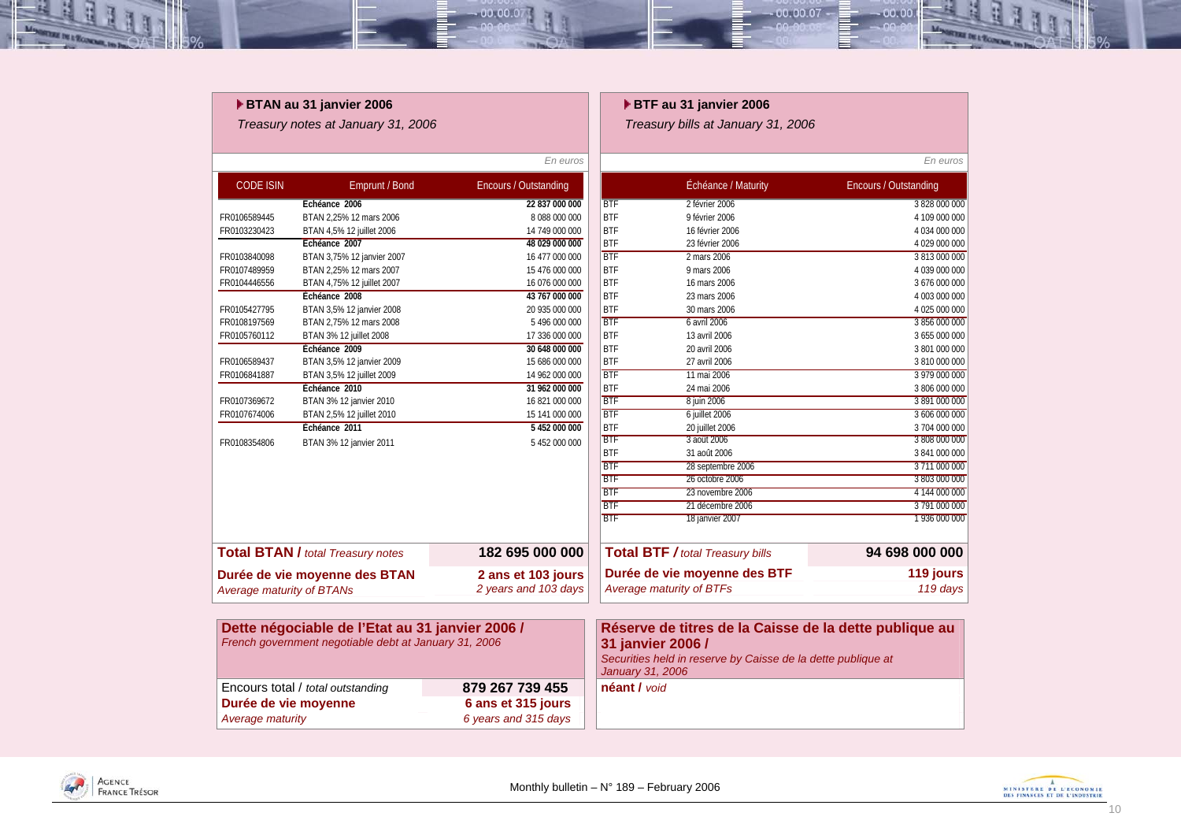## BTAN au 31 janvier 2006

*Treasury notes at January 31, 2006*

*En euros*

| CODE ISIN | Emprunt / Bond | Encours / Outstanding |
|---|---|---|
| | **Echéance 2006** | **22 837 000 000** |
| FR0106589445 | BTAN 2,25% 12 mars 2006 | 8 088 000 000 |
| FR0103230423 | BTAN 4,5% 12 juillet 2006 | 14 749 000 000 |
| | **Echéance 2007** | **48 029 000 000** |
| FR0103840098 | BTAN 3,75% 12 janvier 2007 | 16 477 000 000 |
| FR0107489959 | BTAN 2,25% 12 mars 2007 | 15 476 000 000 |
| FR0104446556 | BTAN 4,75% 12 juillet 2007 | 16 076 000 000 |
| | **Echéance 2008** | **43 767 000 000** |
| FR0105427795 | BTAN 3,5% 12 janvier 2008 | 20 935 000 000 |
| FR0108197569 | BTAN 2,75% 12 mars 2008 | 5 496 000 000 |
| FR0105760112 | BTAN 3% 12 juillet 2008 | 17 336 000 000 |
| | **Echéance 2009** | **30 648 000 000** |
| FR0106589437 | BTAN 3,5% 12 janvier 2009 | 15 686 000 000 |
| FR0106841887 | BTAN 3,5% 12 juillet 2009 | 14 962 000 000 |
| | **Echéance 2010** | **31 962 000 000** |
| FR0107369672 | BTAN 3% 12 janvier 2010 | 16 821 000 000 |
| FR0107674006 | BTAN 2,5% 12 juillet 2010 | 15 141 000 000 |
| | **Echéance 2011** | **5 452 000 000** |
| FR0108354806 | BTAN 3% 12 janvier 2011 | 5 452 000 000 |

**Total BTAN /** *total Treasury notes* — **182 695 000 000**

**Durée de vie moyenne des BTAN** — **2 ans et 103 jours**
*Average maturity of BTANs* — *2 years and 103 days*

## BTF au 31 janvier 2006

*Treasury bills at January 31, 2006*

*En euros*

| | Échéance / Maturity | Encours / Outstanding |
|---|---|---|
| BTF | 2 février 2006 | 3 828 000 000 |
| BTF | 9 février 2006 | 4 109 000 000 |
| BTF | 16 février 2006 | 4 034 000 000 |
| BTF | 23 février 2006 | 4 029 000 000 |
| BTF | 2 mars 2006 | 3 813 000 000 |
| BTF | 9 mars 2006 | 4 039 000 000 |
| BTF | 16 mars 2006 | 3 676 000 000 |
| BTF | 23 mars 2006 | 4 003 000 000 |
| BTF | 30 mars 2006 | 4 025 000 000 |
| BTF | 6 avril 2006 | 3 856 000 000 |
| BTF | 13 avril 2006 | 3 655 000 000 |
| BTF | 20 avril 2006 | 3 801 000 000 |
| BTF | 27 avril 2006 | 3 810 000 000 |
| BTF | 11 mai 2006 | 3 979 000 000 |
| BTF | 24 mai 2006 | 3 806 000 000 |
| BTF | 8 juin 2006 | 3 891 000 000 |
| BTF | 6 juillet 2006 | 3 606 000 000 |
| BTF | 20 juillet 2006 | 3 704 000 000 |
| BTF | 3 août 2006 | 3 808 000 000 |
| BTF | 31 août 2006 | 3 841 000 000 |
| BTF | 28 septembre 2006 | 3 711 000 000 |
| BTF | 26 octobre 2006 | 3 803 000 000 |
| BTF | 23 novembre 2006 | 4 144 000 000 |
| BTF | 21 décembre 2006 | 3 791 000 000 |
| BTF | 18 janvier 2007 | 1 936 000 000 |

**Total BTF /** *total Treasury bills* — **94 698 000 000**

**Durée de vie moyenne des BTF** — **119 jours**
*Average maturity of BTFs* — *119 days*

## Dette négociable de l'Etat au 31 janvier 2006 /

*French government negotiable debt at January 31, 2006*

| | |
|---|---|
| Encours total / *total outstanding* | **879 267 739 455** |
| **Durée de vie moyenne** | **6 ans et 315 jours** |
| *Average maturity* | *6 years and 315 days* |

## Réserve de titres de la Caisse de la dette publique au 31 janvier 2006 /

*Securities held in reserve by Caisse de la dette publique at January 31, 2006*

**néant /** *void*